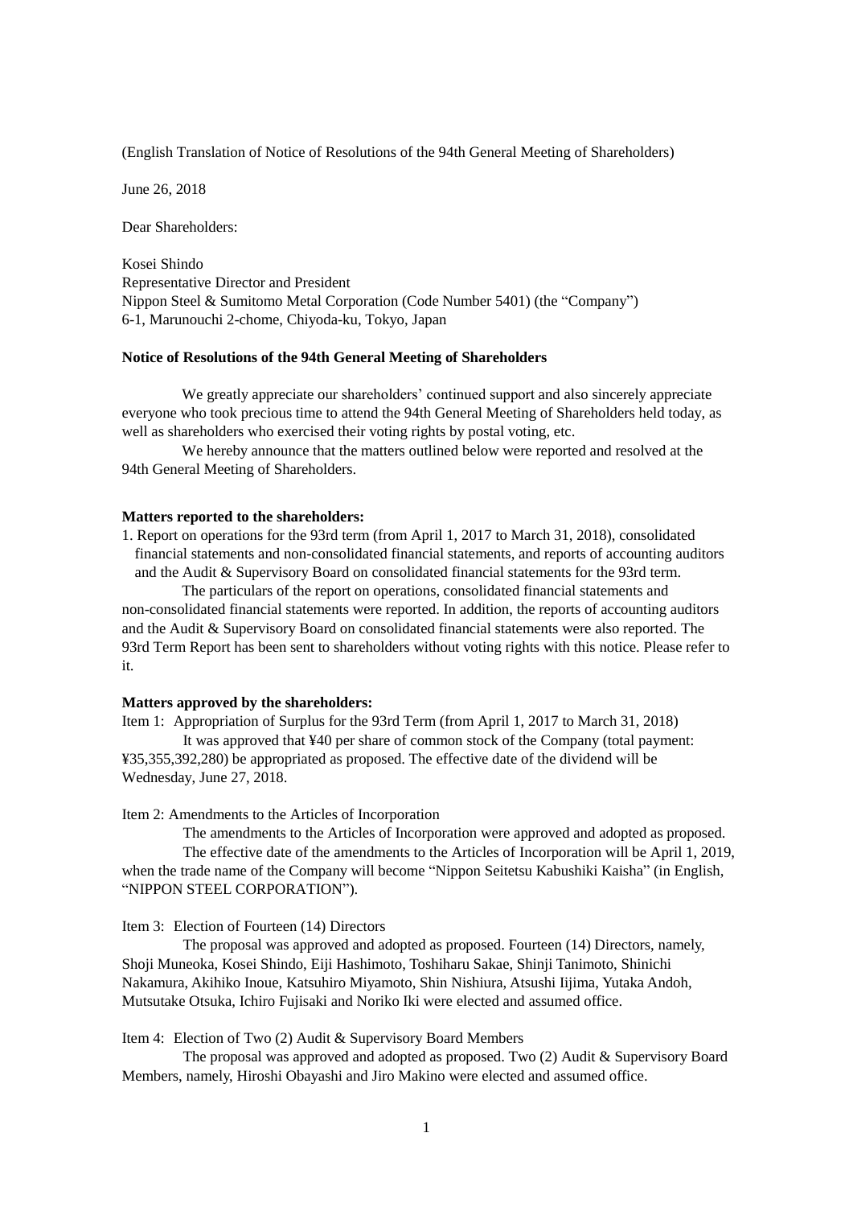(English Translation of Notice of Resolutions of the 94th General Meeting of Shareholders)

June 26, 2018

Dear Shareholders:

Kosei Shindo
Representative Director and President
Nippon Steel & Sumitomo Metal Corporation (Code Number 5401) (the "Company")
6-1, Marunouchi 2-chome, Chiyoda-ku, Tokyo, Japan

**Notice of Resolutions of the 94th General Meeting of Shareholders**

We greatly appreciate our shareholders' continued support and also sincerely appreciate everyone who took precious time to attend the 94th General Meeting of Shareholders held today, as well as shareholders who exercised their voting rights by postal voting, etc.

We hereby announce that the matters outlined below were reported and resolved at the 94th General Meeting of Shareholders.

**Matters reported to the shareholders:**

1. Report on operations for the 93rd term (from April 1, 2017 to March 31, 2018), consolidated financial statements and non-consolidated financial statements, and reports of accounting auditors and the Audit & Supervisory Board on consolidated financial statements for the 93rd term.

The particulars of the report on operations, consolidated financial statements and non-consolidated financial statements were reported. In addition, the reports of accounting auditors and the Audit & Supervisory Board on consolidated financial statements were also reported. The 93rd Term Report has been sent to shareholders without voting rights with this notice. Please refer to it.

**Matters approved by the shareholders:**

Item 1: Appropriation of Surplus for the 93rd Term (from April 1, 2017 to March 31, 2018)

It was approved that ¥40 per share of common stock of the Company (total payment: ¥35,355,392,280) be appropriated as proposed. The effective date of the dividend will be Wednesday, June 27, 2018.

Item 2: Amendments to the Articles of Incorporation

The amendments to the Articles of Incorporation were approved and adopted as proposed.

The effective date of the amendments to the Articles of Incorporation will be April 1, 2019, when the trade name of the Company will become "Nippon Seitetsu Kabushiki Kaisha" (in English, "NIPPON STEEL CORPORATION").

Item 3: Election of Fourteen (14) Directors

The proposal was approved and adopted as proposed. Fourteen (14) Directors, namely, Shoji Muneoka, Kosei Shindo, Eiji Hashimoto, Toshiharu Sakae, Shinji Tanimoto, Shinichi Nakamura, Akihiko Inoue, Katsuhiro Miyamoto, Shin Nishiura, Atsushi Iijima, Yutaka Andoh, Mutsutake Otsuka, Ichiro Fujisaki and Noriko Iki were elected and assumed office.

Item 4: Election of Two (2) Audit & Supervisory Board Members

The proposal was approved and adopted as proposed. Two (2) Audit & Supervisory Board Members, namely, Hiroshi Obayashi and Jiro Makino were elected and assumed office.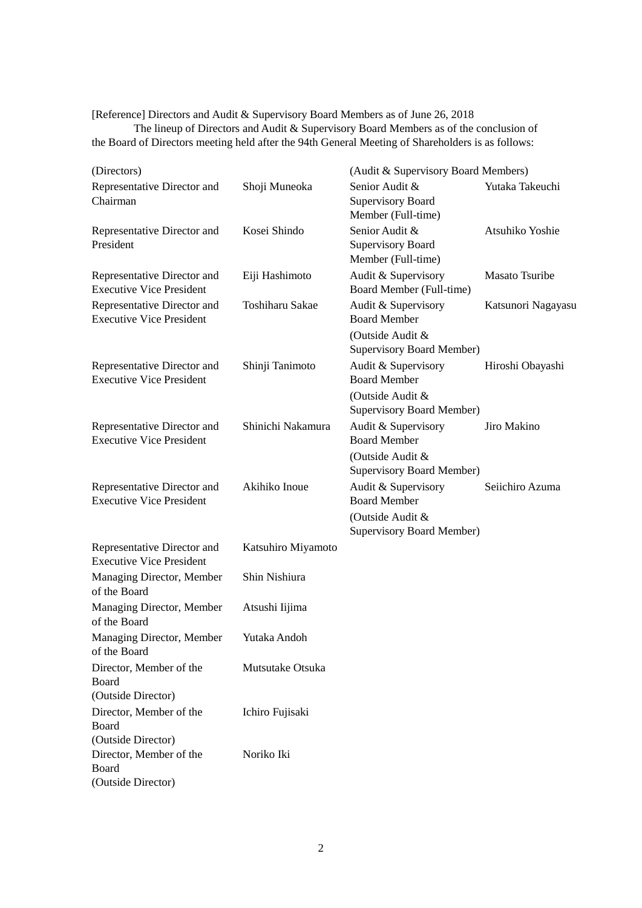[Reference] Directors and Audit & Supervisory Board Members as of June 26, 2018

The lineup of Directors and Audit & Supervisory Board Members as of the conclusion of the Board of Directors meeting held after the 94th General Meeting of Shareholders is as follows:

(Directors)

| | |
|---|---|
| Representative Director and Chairman | Shoji Muneoka |
| Representative Director and President | Kosei Shindo |
| Representative Director and Executive Vice President | Eiji Hashimoto |
| Representative Director and Executive Vice President | Toshiharu Sakae |
| Representative Director and Executive Vice President | Shinji Tanimoto |
| Representative Director and Executive Vice President | Shinichi Nakamura |
| Representative Director and Executive Vice President | Akihiko Inoue |
| Representative Director and Executive Vice President | Katsuhiro Miyamoto |
| Managing Director, Member of the Board | Shin Nishiura |
| Managing Director, Member of the Board | Atsushi Iijima |
| Managing Director, Member of the Board | Yutaka Andoh |
| Director, Member of the Board (Outside Director) | Mutsutake Otsuka |
| Director, Member of the Board (Outside Director) | Ichiro Fujisaki |
| Director, Member of the Board (Outside Director) | Noriko Iki |

(Audit & Supervisory Board Members)

| | |
|---|---|
| Senior Audit & Supervisory Board Member (Full-time) | Yutaka Takeuchi |
| Senior Audit & Supervisory Board Member (Full-time) | Atsuhiko Yoshie |
| Audit & Supervisory Board Member (Full-time) | Masato Tsuribe |
| Audit & Supervisory Board Member (Outside Audit & Supervisory Board Member) | Katsunori Nagayasu |
| Audit & Supervisory Board Member (Outside Audit & Supervisory Board Member) | Hiroshi Obayashi |
| Audit & Supervisory Board Member (Outside Audit & Supervisory Board Member) | Jiro Makino |
| Audit & Supervisory Board Member (Outside Audit & Supervisory Board Member) | Seiichiro Azuma |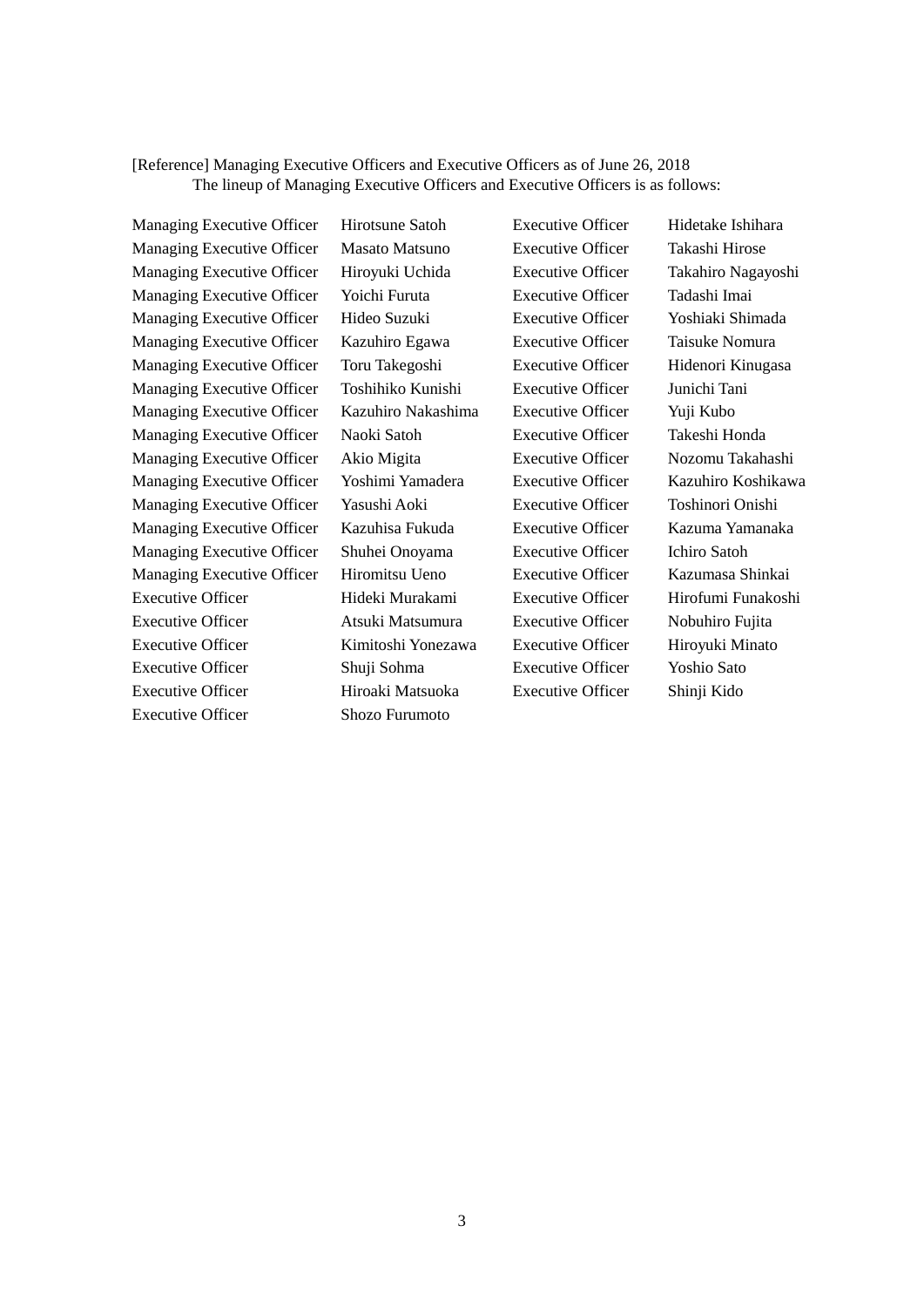[Reference] Managing Executive Officers and Executive Officers as of June 26, 2018

The lineup of Managing Executive Officers and Executive Officers is as follows:

| | | | |
|---|---|---|---|
| Managing Executive Officer | Hirotsune Satoh | Executive Officer | Hidetake Ishihara |
| Managing Executive Officer | Masato Matsuno | Executive Officer | Takashi Hirose |
| Managing Executive Officer | Hiroyuki Uchida | Executive Officer | Takahiro Nagayoshi |
| Managing Executive Officer | Yoichi Furuta | Executive Officer | Tadashi Imai |
| Managing Executive Officer | Hideo Suzuki | Executive Officer | Yoshiaki Shimada |
| Managing Executive Officer | Kazuhiro Egawa | Executive Officer | Taisuke Nomura |
| Managing Executive Officer | Toru Takegoshi | Executive Officer | Hidenori Kinugasa |
| Managing Executive Officer | Toshihiko Kunishi | Executive Officer | Junichi Tani |
| Managing Executive Officer | Kazuhiro Nakashima | Executive Officer | Yuji Kubo |
| Managing Executive Officer | Naoki Satoh | Executive Officer | Takeshi Honda |
| Managing Executive Officer | Akio Migita | Executive Officer | Nozomu Takahashi |
| Managing Executive Officer | Yoshimi Yamadera | Executive Officer | Kazuhiro Koshikawa |
| Managing Executive Officer | Yasushi Aoki | Executive Officer | Toshinori Onishi |
| Managing Executive Officer | Kazuhisa Fukuda | Executive Officer | Kazuma Yamanaka |
| Managing Executive Officer | Shuhei Onoyama | Executive Officer | Ichiro Satoh |
| Managing Executive Officer | Hiromitsu Ueno | Executive Officer | Kazumasa Shinkai |
| Executive Officer | Hideki Murakami | Executive Officer | Hirofumi Funakoshi |
| Executive Officer | Atsuki Matsumura | Executive Officer | Nobuhiro Fujita |
| Executive Officer | Kimitoshi Yonezawa | Executive Officer | Hiroyuki Minato |
| Executive Officer | Shuji Sohma | Executive Officer | Yoshio Sato |
| Executive Officer | Hiroaki Matsuoka | Executive Officer | Shinji Kido |
| Executive Officer | Shozo Furumoto | | |